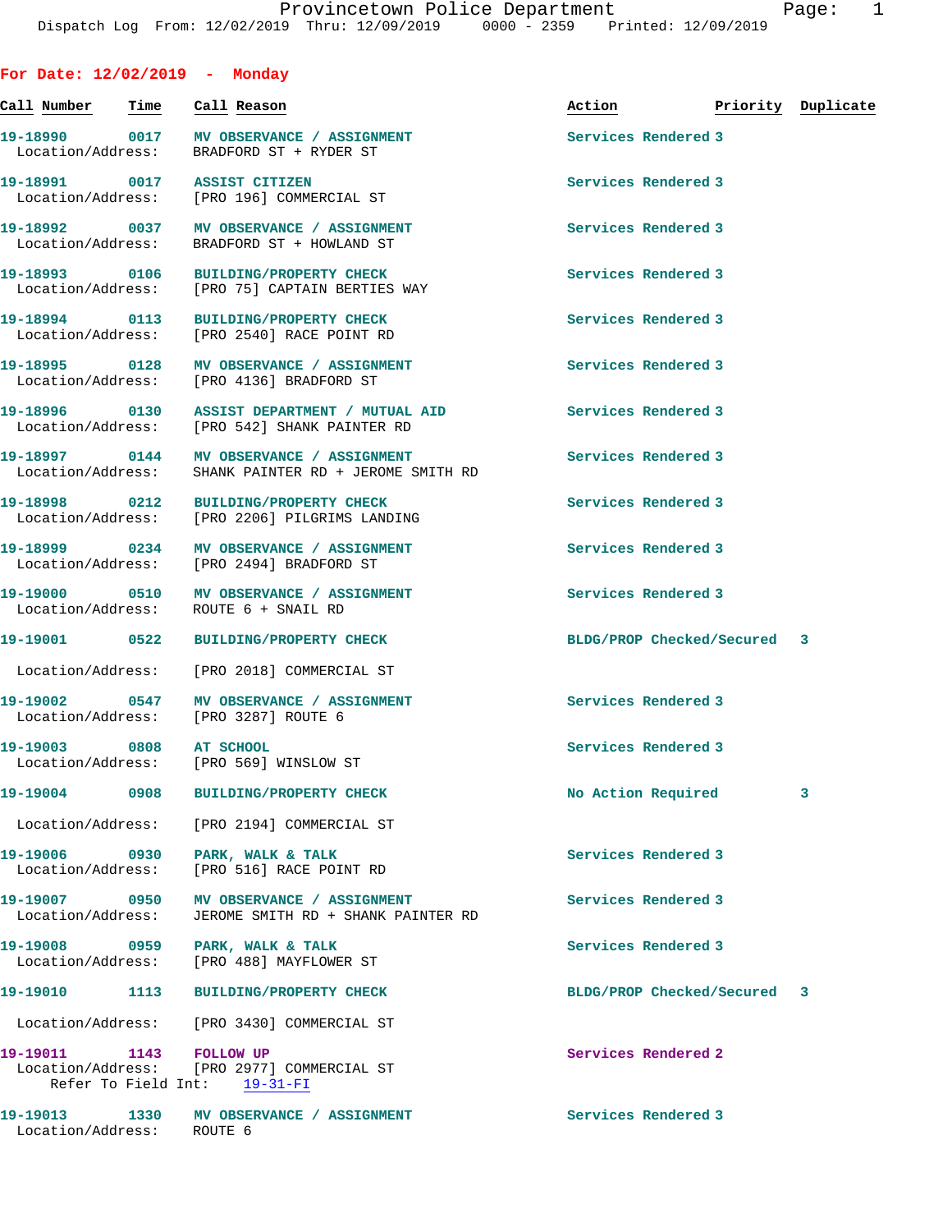Provincetown Police Department
Dispatch Log From: 12/02/2019 Thru: 12/09/2019 0000 - 2359 Printed: 12/09/2019

## For Date: 12/02/2019 - Monday

| Call Number | Time | Call Reason | Action | Priority | Duplicate |
|---|---|---|---|---|---|
| 19-18990 | 0017 | MV OBSERVANCE / ASSIGNMENT | Services Rendered | 3 | |
| Location/Address: | | BRADFORD ST + RYDER ST | | | |
| 19-18991 | 0017 | ASSIST CITIZEN | Services Rendered | 3 | |
| Location/Address: | | [PRO 196] COMMERCIAL ST | | | |
| 19-18992 | 0037 | MV OBSERVANCE / ASSIGNMENT | Services Rendered | 3 | |
| Location/Address: | | BRADFORD ST + HOWLAND ST | | | |
| 19-18993 | 0106 | BUILDING/PROPERTY CHECK | Services Rendered | 3 | |
| Location/Address: | | [PRO 75] CAPTAIN BERTIES WAY | | | |
| 19-18994 | 0113 | BUILDING/PROPERTY CHECK | Services Rendered | 3 | |
| Location/Address: | | [PRO 2540] RACE POINT RD | | | |
| 19-18995 | 0128 | MV OBSERVANCE / ASSIGNMENT | Services Rendered | 3 | |
| Location/Address: | | [PRO 4136] BRADFORD ST | | | |
| 19-18996 | 0130 | ASSIST DEPARTMENT / MUTUAL AID | Services Rendered | 3 | |
| Location/Address: | | [PRO 542] SHANK PAINTER RD | | | |
| 19-18997 | 0144 | MV OBSERVANCE / ASSIGNMENT | Services Rendered | 3 | |
| Location/Address: | | SHANK PAINTER RD + JEROME SMITH RD | | | |
| 19-18998 | 0212 | BUILDING/PROPERTY CHECK | Services Rendered | 3 | |
| Location/Address: | | [PRO 2206] PILGRIMS LANDING | | | |
| 19-18999 | 0234 | MV OBSERVANCE / ASSIGNMENT | Services Rendered | 3 | |
| Location/Address: | | [PRO 2494] BRADFORD ST | | | |
| 19-19000 | 0510 | MV OBSERVANCE / ASSIGNMENT | Services Rendered | 3 | |
| Location/Address: | | ROUTE 6 + SNAIL RD | | | |
| 19-19001 | 0522 | BUILDING/PROPERTY CHECK | BLDG/PROP Checked/Secured | 3 | |
| Location/Address: | | [PRO 2018] COMMERCIAL ST | | | |
| 19-19002 | 0547 | MV OBSERVANCE / ASSIGNMENT | Services Rendered | 3 | |
| Location/Address: | | [PRO 3287] ROUTE 6 | | | |
| 19-19003 | 0808 | AT SCHOOL | Services Rendered | 3 | |
| Location/Address: | | [PRO 569] WINSLOW ST | | | |
| 19-19004 | 0908 | BUILDING/PROPERTY CHECK | No Action Required | 3 | |
| Location/Address: | | [PRO 2194] COMMERCIAL ST | | | |
| 19-19006 | 0930 | PARK, WALK & TALK | Services Rendered | 3 | |
| Location/Address: | | [PRO 516] RACE POINT RD | | | |
| 19-19007 | 0950 | MV OBSERVANCE / ASSIGNMENT | Services Rendered | 3 | |
| Location/Address: | | JEROME SMITH RD + SHANK PAINTER RD | | | |
| 19-19008 | 0959 | PARK, WALK & TALK | Services Rendered | 3 | |
| Location/Address: | | [PRO 488] MAYFLOWER ST | | | |
| 19-19010 | 1113 | BUILDING/PROPERTY CHECK | BLDG/PROP Checked/Secured | 3 | |
| Location/Address: | | [PRO 3430] COMMERCIAL ST | | | |
| 19-19011 | 1143 | FOLLOW UP | Services Rendered | 2 | |
| Location/Address: | | [PRO 2977] COMMERCIAL ST | | | |
| Refer To Field Int: | | 19-31-FI | | | |
| 19-19013 | 1330 | MV OBSERVANCE / ASSIGNMENT | Services Rendered | 3 | |
| Location/Address: | | ROUTE 6 | | | |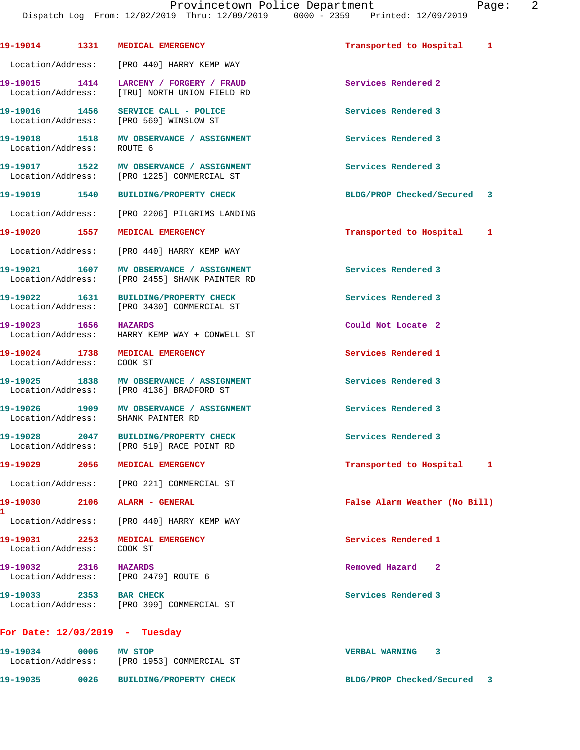| Call Number | Time | Call Reason | Action | Priority |
|---|---|---|---|---|
| 19-19014 | 1331 | MEDICAL EMERGENCY | Transported to Hospital | 1 |
| Location/Address: | | [PRO 440] HARRY KEMP WAY | | |
| 19-19015 | 1414 | LARCENY / FORGERY / FRAUD | Services Rendered | 2 |
| Location/Address: | | [TRU] NORTH UNION FIELD RD | | |
| 19-19016 | 1456 | SERVICE CALL - POLICE | Services Rendered | 3 |
| Location/Address: | | [PRO 569] WINSLOW ST | | |
| 19-19018 | 1518 | MV OBSERVANCE / ASSIGNMENT | Services Rendered | 3 |
| Location/Address: | | ROUTE 6 | | |
| 19-19017 | 1522 | MV OBSERVANCE / ASSIGNMENT | Services Rendered | 3 |
| Location/Address: | | [PRO 1225] COMMERCIAL ST | | |
| 19-19019 | 1540 | BUILDING/PROPERTY CHECK | BLDG/PROP Checked/Secured | 3 |
| Location/Address: | | [PRO 2206] PILGRIMS LANDING | | |
| 19-19020 | 1557 | MEDICAL EMERGENCY | Transported to Hospital | 1 |
| Location/Address: | | [PRO 440] HARRY KEMP WAY | | |
| 19-19021 | 1607 | MV OBSERVANCE / ASSIGNMENT | Services Rendered | 3 |
| Location/Address: | | [PRO 2455] SHANK PAINTER RD | | |
| 19-19022 | 1631 | BUILDING/PROPERTY CHECK | Services Rendered | 3 |
| Location/Address: | | [PRO 3430] COMMERCIAL ST | | |
| 19-19023 | 1656 | HAZARDS | Could Not Locate | 2 |
| Location/Address: | | HARRY KEMP WAY + CONWELL ST | | |
| 19-19024 | 1738 | MEDICAL EMERGENCY | Services Rendered | 1 |
| Location/Address: | | COOK ST | | |
| 19-19025 | 1838 | MV OBSERVANCE / ASSIGNMENT | Services Rendered | 3 |
| Location/Address: | | [PRO 4136] BRADFORD ST | | |
| 19-19026 | 1909 | MV OBSERVANCE / ASSIGNMENT | Services Rendered | 3 |
| Location/Address: | | SHANK PAINTER RD | | |
| 19-19028 | 2047 | BUILDING/PROPERTY CHECK | Services Rendered | 3 |
| Location/Address: | | [PRO 519] RACE POINT RD | | |
| 19-19029 | 2056 | MEDICAL EMERGENCY | Transported to Hospital | 1 |
| Location/Address: | | [PRO 221] COMMERCIAL ST | | |
| 19-19030 | 2106 | ALARM - GENERAL | False Alarm Weather (No Bill) | 1 |
| Location/Address: | | [PRO 440] HARRY KEMP WAY | | |
| 19-19031 | 2253 | MEDICAL EMERGENCY | Services Rendered | 1 |
| Location/Address: | | COOK ST | | |
| 19-19032 | 2316 | HAZARDS | Removed Hazard | 2 |
| Location/Address: | | [PRO 2479] ROUTE 6 | | |
| 19-19033 | 2353 | BAR CHECK | Services Rendered | 3 |
| Location/Address: | | [PRO 399] COMMERCIAL ST | | |

## For Date: 12/03/2019 - Tuesday

| Call Number | Time | Call Reason | Action | Priority |
|---|---|---|---|---|
| 19-19034 | 0006 | MV STOP | VERBAL WARNING | 3 |
| Location/Address: | | [PRO 1953] COMMERCIAL ST | | |
| 19-19035 | 0026 | BUILDING/PROPERTY CHECK | BLDG/PROP Checked/Secured | 3 |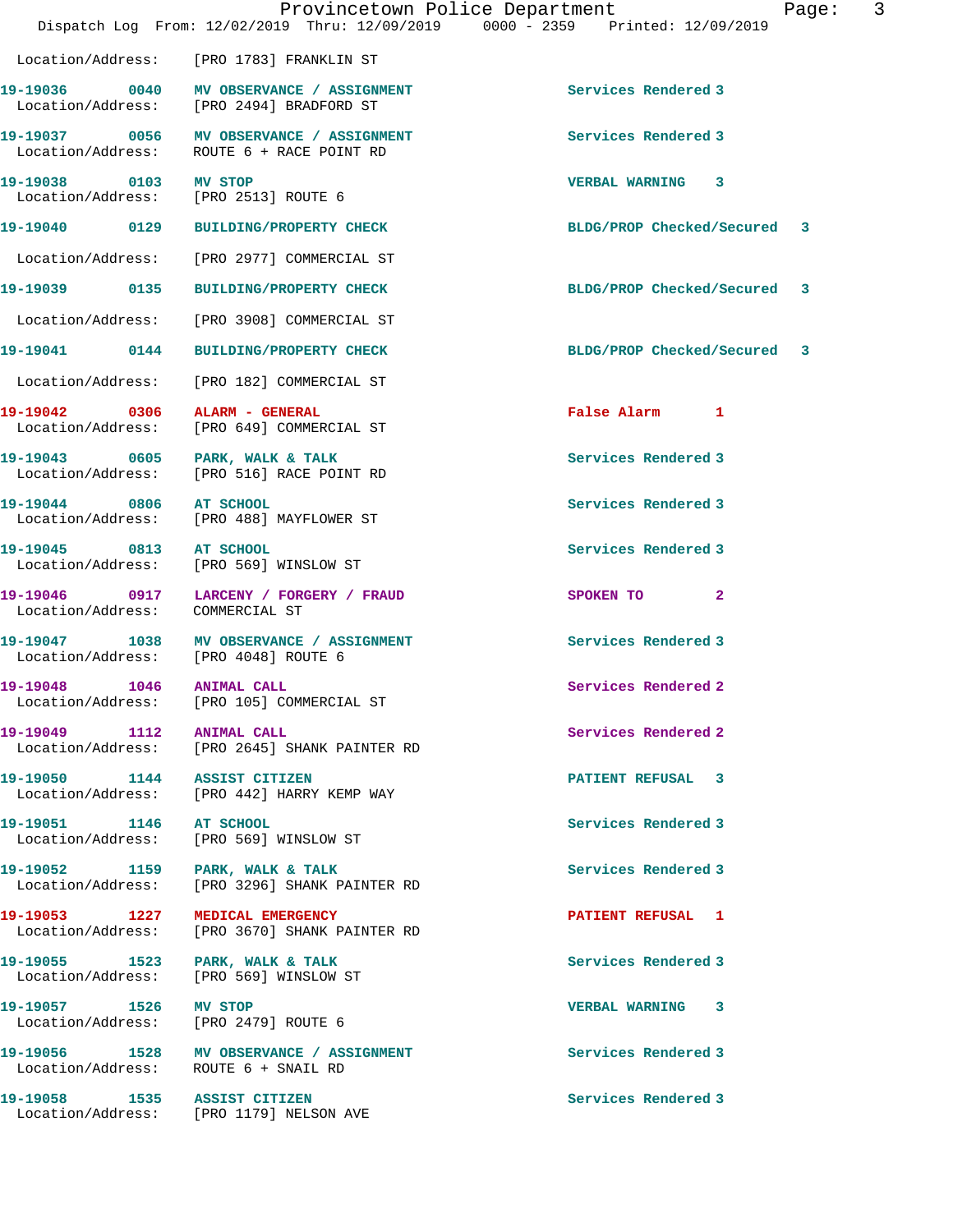Location/Address: [PRO 1783] FRANKLIN ST

| Call Number | Time | Call Reason | Action | Priority |
|---|---|---|---|---|
| 19-19036 | 0040 | MV OBSERVANCE / ASSIGNMENT | Services Rendered | 3 |
| Location/Address: | | [PRO 2494] BRADFORD ST | | |
| 19-19037 | 0056 | MV OBSERVANCE / ASSIGNMENT | Services Rendered | 3 |
| Location/Address: | | ROUTE 6 + RACE POINT RD | | |
| 19-19038 | 0103 | MV STOP | VERBAL WARNING | 3 |
| Location/Address: | | [PRO 2513] ROUTE 6 | | |
| 19-19040 | 0129 | BUILDING/PROPERTY CHECK | BLDG/PROP Checked/Secured | 3 |
| Location/Address: | | [PRO 2977] COMMERCIAL ST | | |
| 19-19039 | 0135 | BUILDING/PROPERTY CHECK | BLDG/PROP Checked/Secured | 3 |
| Location/Address: | | [PRO 3908] COMMERCIAL ST | | |
| 19-19041 | 0144 | BUILDING/PROPERTY CHECK | BLDG/PROP Checked/Secured | 3 |
| Location/Address: | | [PRO 182] COMMERCIAL ST | | |
| 19-19042 | 0306 | ALARM - GENERAL | False Alarm | 1 |
| Location/Address: | | [PRO 649] COMMERCIAL ST | | |
| 19-19043 | 0605 | PARK, WALK & TALK | Services Rendered | 3 |
| Location/Address: | | [PRO 516] RACE POINT RD | | |
| 19-19044 | 0806 | AT SCHOOL | Services Rendered | 3 |
| Location/Address: | | [PRO 488] MAYFLOWER ST | | |
| 19-19045 | 0813 | AT SCHOOL | Services Rendered | 3 |
| Location/Address: | | [PRO 569] WINSLOW ST | | |
| 19-19046 | 0917 | LARCENY / FORGERY / FRAUD | SPOKEN TO | 2 |
| Location/Address: | | COMMERCIAL ST | | |
| 19-19047 | 1038 | MV OBSERVANCE / ASSIGNMENT | Services Rendered | 3 |
| Location/Address: | | [PRO 4048] ROUTE 6 | | |
| 19-19048 | 1046 | ANIMAL CALL | Services Rendered | 2 |
| Location/Address: | | [PRO 105] COMMERCIAL ST | | |
| 19-19049 | 1112 | ANIMAL CALL | Services Rendered | 2 |
| Location/Address: | | [PRO 2645] SHANK PAINTER RD | | |
| 19-19050 | 1144 | ASSIST CITIZEN | PATIENT REFUSAL | 3 |
| Location/Address: | | [PRO 442] HARRY KEMP WAY | | |
| 19-19051 | 1146 | AT SCHOOL | Services Rendered | 3 |
| Location/Address: | | [PRO 569] WINSLOW ST | | |
| 19-19052 | 1159 | PARK, WALK & TALK | Services Rendered | 3 |
| Location/Address: | | [PRO 3296] SHANK PAINTER RD | | |
| 19-19053 | 1227 | MEDICAL EMERGENCY | PATIENT REFUSAL | 1 |
| Location/Address: | | [PRO 3670] SHANK PAINTER RD | | |
| 19-19055 | 1523 | PARK, WALK & TALK | Services Rendered | 3 |
| Location/Address: | | [PRO 569] WINSLOW ST | | |
| 19-19057 | 1526 | MV STOP | VERBAL WARNING | 3 |
| Location/Address: | | [PRO 2479] ROUTE 6 | | |
| 19-19056 | 1528 | MV OBSERVANCE / ASSIGNMENT | Services Rendered | 3 |
| Location/Address: | | ROUTE 6 + SNAIL RD | | |
| 19-19058 | 1535 | ASSIST CITIZEN | Services Rendered | 3 |
| Location/Address: | | [PRO 1179] NELSON AVE | | |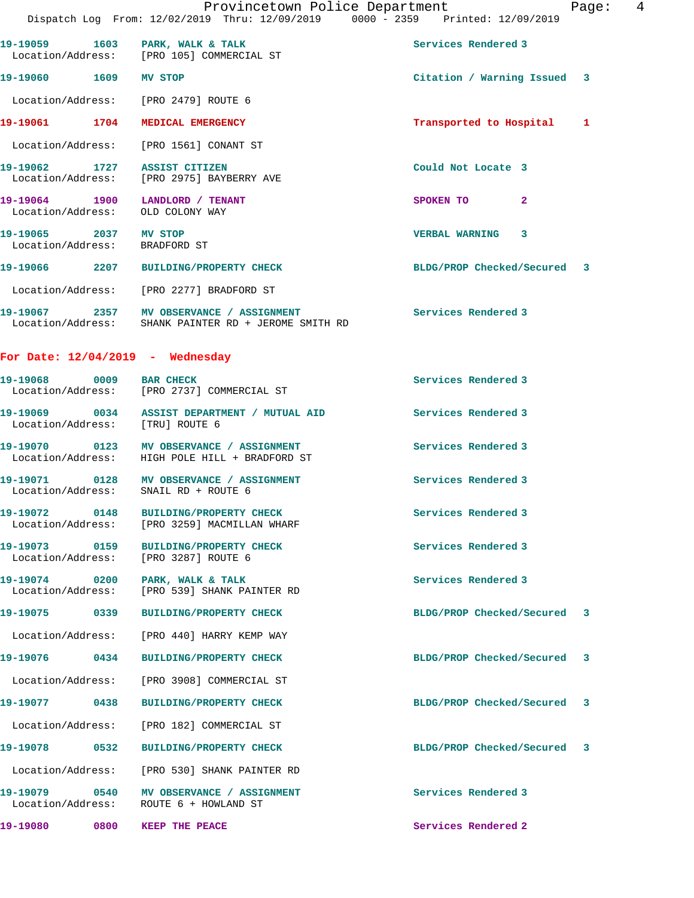19-19059 1603 PARK, WALK & TALK Services Rendered 3
Location/Address: [PRO 105] COMMERCIAL ST

19-19060 1609 MV STOP Citation / Warning Issued 3
Location/Address: [PRO 2479] ROUTE 6

19-19061 1704 MEDICAL EMERGENCY Transported to Hospital 1
Location/Address: [PRO 1561] CONANT ST

19-19062 1727 ASSIST CITIZEN Could Not Locate 3
Location/Address: [PRO 2975] BAYBERRY AVE

19-19064 1900 LANDLORD / TENANT SPOKEN TO 2
Location/Address: OLD COLONY WAY

19-19065 2037 MV STOP VERBAL WARNING 3
Location/Address: BRADFORD ST

19-19066 2207 BUILDING/PROPERTY CHECK BLDG/PROP Checked/Secured 3
Location/Address: [PRO 2277] BRADFORD ST

19-19067 2357 MV OBSERVANCE / ASSIGNMENT Services Rendered 3
Location/Address: SHANK PAINTER RD + JEROME SMITH RD

## For Date: 12/04/2019 - Wednesday

19-19068 0009 BAR CHECK Services Rendered 3
Location/Address: [PRO 2737] COMMERCIAL ST

19-19069 0034 ASSIST DEPARTMENT / MUTUAL AID Services Rendered 3
Location/Address: [TRU] ROUTE 6

19-19070 0123 MV OBSERVANCE / ASSIGNMENT Services Rendered 3
Location/Address: HIGH POLE HILL + BRADFORD ST

19-19071 0128 MV OBSERVANCE / ASSIGNMENT Services Rendered 3
Location/Address: SNAIL RD + ROUTE 6

19-19072 0148 BUILDING/PROPERTY CHECK Services Rendered 3
Location/Address: [PRO 3259] MACMILLAN WHARF

19-19073 0159 BUILDING/PROPERTY CHECK Services Rendered 3
Location/Address: [PRO 3287] ROUTE 6

19-19074 0200 PARK, WALK & TALK Services Rendered 3
Location/Address: [PRO 539] SHANK PAINTER RD

19-19075 0339 BUILDING/PROPERTY CHECK BLDG/PROP Checked/Secured 3
Location/Address: [PRO 440] HARRY KEMP WAY

19-19076 0434 BUILDING/PROPERTY CHECK BLDG/PROP Checked/Secured 3
Location/Address: [PRO 3908] COMMERCIAL ST

19-19077 0438 BUILDING/PROPERTY CHECK BLDG/PROP Checked/Secured 3
Location/Address: [PRO 182] COMMERCIAL ST

19-19078 0532 BUILDING/PROPERTY CHECK BLDG/PROP Checked/Secured 3
Location/Address: [PRO 530] SHANK PAINTER RD

19-19079 0540 MV OBSERVANCE / ASSIGNMENT Services Rendered 3
Location/Address: ROUTE 6 + HOWLAND ST

19-19080 0800 KEEP THE PEACE Services Rendered 2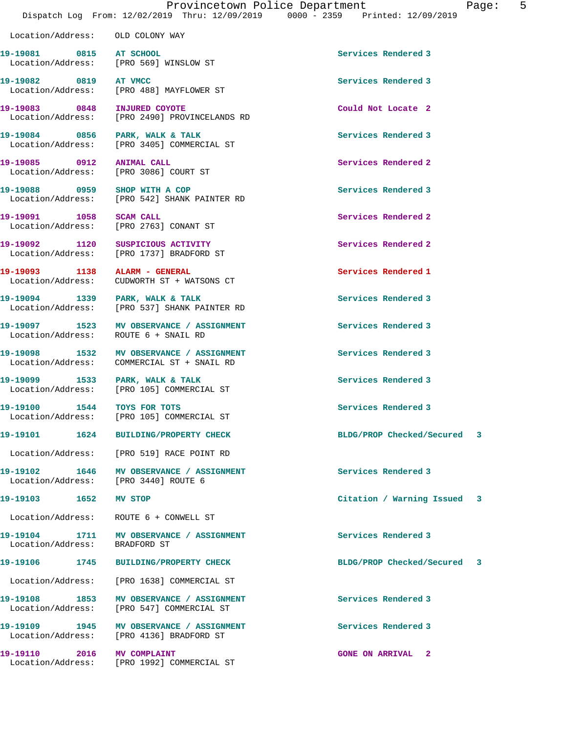Location/Address: OLD COLONY WAY

| Call # | Time | Call Reason | Action | Priority |
|---|---|---|---|---|
| 19-19081 | 0815 | AT SCHOOL | Services Rendered | 3 |
| | | Location/Address: [PRO 569] WINSLOW ST | | |
| 19-19082 | 0819 | AT VMCC | Services Rendered | 3 |
| | | Location/Address: [PRO 488] MAYFLOWER ST | | |
| 19-19083 | 0848 | INJURED COYOTE | Could Not Locate | 2 |
| | | Location/Address: [PRO 2490] PROVINCELANDS RD | | |
| 19-19084 | 0856 | PARK, WALK & TALK | Services Rendered | 3 |
| | | Location/Address: [PRO 3405] COMMERCIAL ST | | |
| 19-19085 | 0912 | ANIMAL CALL | Services Rendered | 2 |
| | | Location/Address: [PRO 3086] COURT ST | | |
| 19-19088 | 0959 | SHOP WITH A COP | Services Rendered | 3 |
| | | Location/Address: [PRO 542] SHANK PAINTER RD | | |
| 19-19091 | 1058 | SCAM CALL | Services Rendered | 2 |
| | | Location/Address: [PRO 2763] CONANT ST | | |
| 19-19092 | 1120 | SUSPICIOUS ACTIVITY | Services Rendered | 2 |
| | | Location/Address: [PRO 1737] BRADFORD ST | | |
| 19-19093 | 1138 | ALARM - GENERAL | Services Rendered | 1 |
| | | Location/Address: CUDWORTH ST + WATSONS CT | | |
| 19-19094 | 1339 | PARK, WALK & TALK | Services Rendered | 3 |
| | | Location/Address: [PRO 537] SHANK PAINTER RD | | |
| 19-19097 | 1523 | MV OBSERVANCE / ASSIGNMENT | Services Rendered | 3 |
| | | Location/Address: ROUTE 6 + SNAIL RD | | |
| 19-19098 | 1532 | MV OBSERVANCE / ASSIGNMENT | Services Rendered | 3 |
| | | Location/Address: COMMERCIAL ST + SNAIL RD | | |
| 19-19099 | 1533 | PARK, WALK & TALK | Services Rendered | 3 |
| | | Location/Address: [PRO 105] COMMERCIAL ST | | |
| 19-19100 | 1544 | TOYS FOR TOTS | Services Rendered | 3 |
| | | Location/Address: [PRO 105] COMMERCIAL ST | | |
| 19-19101 | 1624 | BUILDING/PROPERTY CHECK | BLDG/PROP Checked/Secured | 3 |
| | | Location/Address: [PRO 519] RACE POINT RD | | |
| 19-19102 | 1646 | MV OBSERVANCE / ASSIGNMENT | Services Rendered | 3 |
| | | Location/Address: [PRO 3440] ROUTE 6 | | |
| 19-19103 | 1652 | MV STOP | Citation / Warning Issued | 3 |
| | | Location/Address: ROUTE 6 + CONWELL ST | | |
| 19-19104 | 1711 | MV OBSERVANCE / ASSIGNMENT | Services Rendered | 3 |
| | | Location/Address: BRADFORD ST | | |
| 19-19106 | 1745 | BUILDING/PROPERTY CHECK | BLDG/PROP Checked/Secured | 3 |
| | | Location/Address: [PRO 1638] COMMERCIAL ST | | |
| 19-19108 | 1853 | MV OBSERVANCE / ASSIGNMENT | Services Rendered | 3 |
| | | Location/Address: [PRO 547] COMMERCIAL ST | | |
| 19-19109 | 1945 | MV OBSERVANCE / ASSIGNMENT | Services Rendered | 3 |
| | | Location/Address: [PRO 4136] BRADFORD ST | | |
| 19-19110 | 2016 | MV COMPLAINT | GONE ON ARRIVAL | 2 |
| | | Location/Address: [PRO 1992] COMMERCIAL ST | | |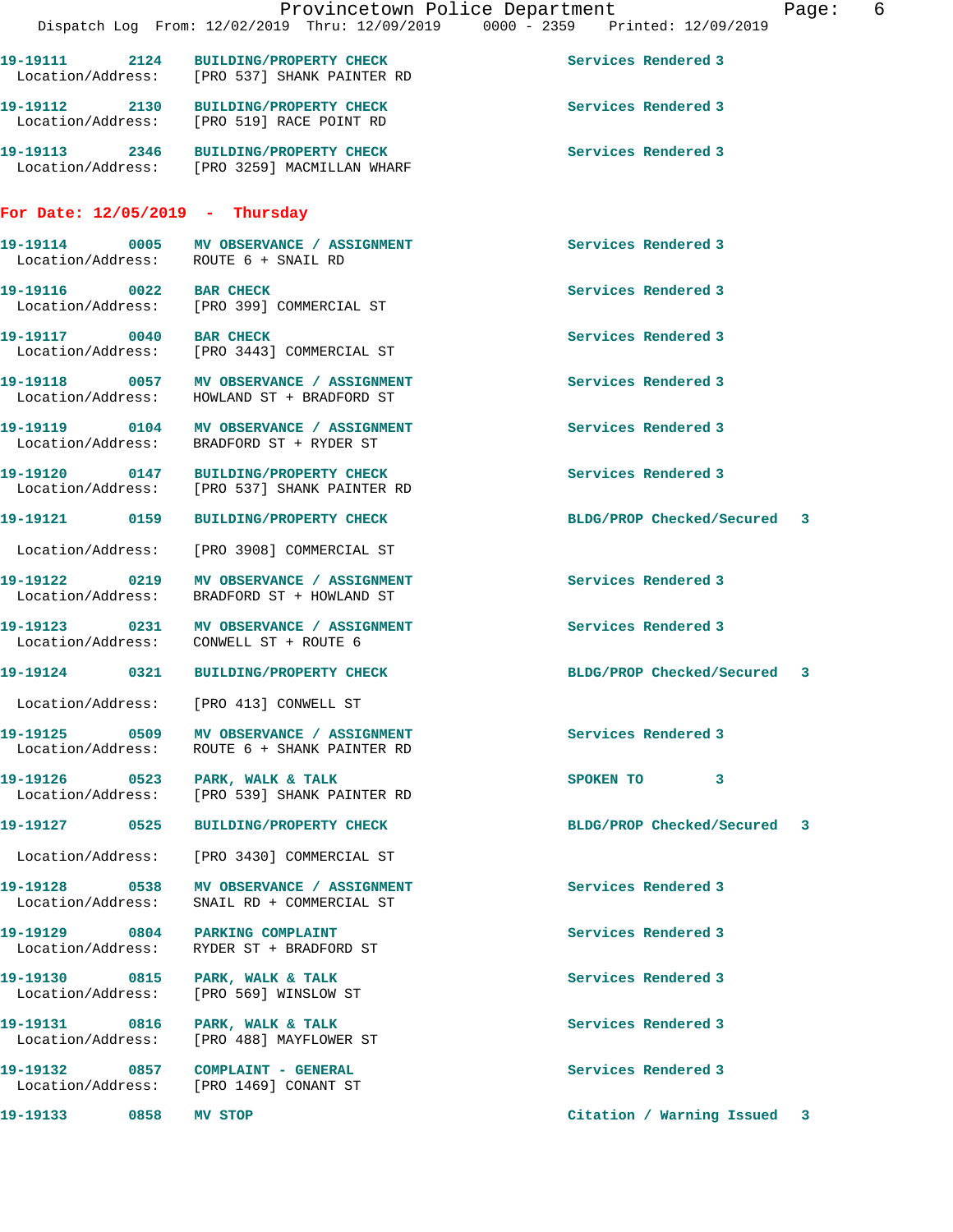19-19111 2124 **BUILDING/PROPERTY CHECK** Services Rendered 3
Location/Address: [PRO 537] SHANK PAINTER RD

19-19112 2130 **BUILDING/PROPERTY CHECK** Services Rendered 3
Location/Address: [PRO 519] RACE POINT RD

19-19113 2346 **BUILDING/PROPERTY CHECK** Services Rendered 3
Location/Address: [PRO 3259] MACMILLAN WHARF

## For Date: 12/05/2019 - Thursday

19-19114 0005 **MV OBSERVANCE / ASSIGNMENT** Services Rendered 3
Location/Address: ROUTE 6 + SNAIL RD

19-19116 0022 **BAR CHECK** Services Rendered 3
Location/Address: [PRO 399] COMMERCIAL ST

19-19117 0040 **BAR CHECK** Services Rendered 3
Location/Address: [PRO 3443] COMMERCIAL ST

19-19118 0057 **MV OBSERVANCE / ASSIGNMENT** Services Rendered 3
Location/Address: HOWLAND ST + BRADFORD ST

19-19119 0104 **MV OBSERVANCE / ASSIGNMENT** Services Rendered 3
Location/Address: BRADFORD ST + RYDER ST

19-19120 0147 **BUILDING/PROPERTY CHECK** Services Rendered 3
Location/Address: [PRO 537] SHANK PAINTER RD

19-19121 0159 **BUILDING/PROPERTY CHECK** BLDG/PROP Checked/Secured 3
Location/Address: [PRO 3908] COMMERCIAL ST

19-19122 0219 **MV OBSERVANCE / ASSIGNMENT** Services Rendered 3
Location/Address: BRADFORD ST + HOWLAND ST

19-19123 0231 **MV OBSERVANCE / ASSIGNMENT** Services Rendered 3
Location/Address: CONWELL ST + ROUTE 6

19-19124 0321 **BUILDING/PROPERTY CHECK** BLDG/PROP Checked/Secured 3
Location/Address: [PRO 413] CONWELL ST

19-19125 0509 **MV OBSERVANCE / ASSIGNMENT** Services Rendered 3
Location/Address: ROUTE 6 + SHANK PAINTER RD

19-19126 0523 **PARK, WALK & TALK** SPOKEN TO 3
Location/Address: [PRO 539] SHANK PAINTER RD

19-19127 0525 **BUILDING/PROPERTY CHECK** BLDG/PROP Checked/Secured 3
Location/Address: [PRO 3430] COMMERCIAL ST

19-19128 0538 **MV OBSERVANCE / ASSIGNMENT** Services Rendered 3
Location/Address: SNAIL RD + COMMERCIAL ST

19-19129 0804 **PARKING COMPLAINT** Services Rendered 3
Location/Address: RYDER ST + BRADFORD ST

19-19130 0815 **PARK, WALK & TALK** Services Rendered 3
Location/Address: [PRO 569] WINSLOW ST

19-19131 0816 **PARK, WALK & TALK** Services Rendered 3
Location/Address: [PRO 488] MAYFLOWER ST

19-19132 0857 **COMPLAINT - GENERAL** Services Rendered 3
Location/Address: [PRO 1469] CONANT ST

19-19133 0858 **MV STOP** Citation / Warning Issued 3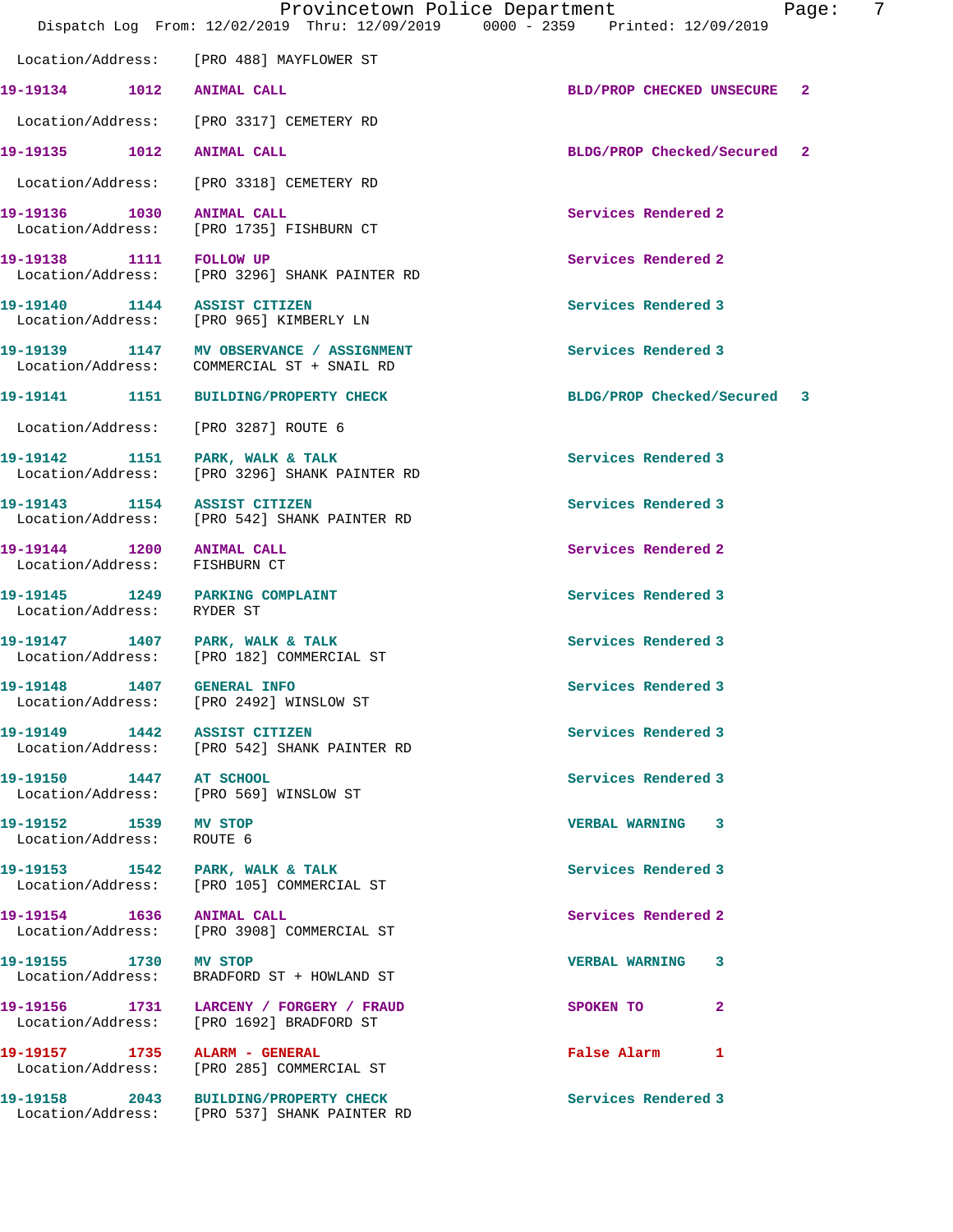Location/Address: [PRO 488] MAYFLOWER ST

| Call # | Time | Call Type | Disposition | Priority |
|---|---|---|---|---|
| 19-19134 | 1012 | ANIMAL CALL | BLD/PROP CHECKED UNSECURE | 2 |
| | | Location/Address: [PRO 3317] CEMETERY RD | | |
| 19-19135 | 1012 | ANIMAL CALL | BLDG/PROP Checked/Secured | 2 |
| | | Location/Address: [PRO 3318] CEMETERY RD | | |
| 19-19136 | 1030 | ANIMAL CALL | Services Rendered | 2 |
| | | Location/Address: [PRO 1735] FISHBURN CT | | |
| 19-19138 | 1111 | FOLLOW UP | Services Rendered | 2 |
| | | Location/Address: [PRO 3296] SHANK PAINTER RD | | |
| 19-19140 | 1144 | ASSIST CITIZEN | Services Rendered | 3 |
| | | Location/Address: [PRO 965] KIMBERLY LN | | |
| 19-19139 | 1147 | MV OBSERVANCE / ASSIGNMENT | Services Rendered | 3 |
| | | Location/Address: COMMERCIAL ST + SNAIL RD | | |
| 19-19141 | 1151 | BUILDING/PROPERTY CHECK | BLDG/PROP Checked/Secured | 3 |
| | | Location/Address: [PRO 3287] ROUTE 6 | | |
| 19-19142 | 1151 | PARK, WALK & TALK | Services Rendered | 3 |
| | | Location/Address: [PRO 3296] SHANK PAINTER RD | | |
| 19-19143 | 1154 | ASSIST CITIZEN | Services Rendered | 3 |
| | | Location/Address: [PRO 542] SHANK PAINTER RD | | |
| 19-19144 | 1200 | ANIMAL CALL | Services Rendered | 2 |
| | | Location/Address: FISHBURN CT | | |
| 19-19145 | 1249 | PARKING COMPLAINT | Services Rendered | 3 |
| | | Location/Address: RYDER ST | | |
| 19-19147 | 1407 | PARK, WALK & TALK | Services Rendered | 3 |
| | | Location/Address: [PRO 182] COMMERCIAL ST | | |
| 19-19148 | 1407 | GENERAL INFO | Services Rendered | 3 |
| | | Location/Address: [PRO 2492] WINSLOW ST | | |
| 19-19149 | 1442 | ASSIST CITIZEN | Services Rendered | 3 |
| | | Location/Address: [PRO 542] SHANK PAINTER RD | | |
| 19-19150 | 1447 | AT SCHOOL | Services Rendered | 3 |
| | | Location/Address: [PRO 569] WINSLOW ST | | |
| 19-19152 | 1539 | MV STOP | VERBAL WARNING | 3 |
| | | Location/Address: ROUTE 6 | | |
| 19-19153 | 1542 | PARK, WALK & TALK | Services Rendered | 3 |
| | | Location/Address: [PRO 105] COMMERCIAL ST | | |
| 19-19154 | 1636 | ANIMAL CALL | Services Rendered | 2 |
| | | Location/Address: [PRO 3908] COMMERCIAL ST | | |
| 19-19155 | 1730 | MV STOP | VERBAL WARNING | 3 |
| | | Location/Address: BRADFORD ST + HOWLAND ST | | |
| 19-19156 | 1731 | LARCENY / FORGERY / FRAUD | SPOKEN TO | 2 |
| | | Location/Address: [PRO 1692] BRADFORD ST | | |
| 19-19157 | 1735 | ALARM - GENERAL | False Alarm | 1 |
| | | Location/Address: [PRO 285] COMMERCIAL ST | | |
| 19-19158 | 2043 | BUILDING/PROPERTY CHECK | Services Rendered | 3 |
| | | Location/Address: [PRO 537] SHANK PAINTER RD | | |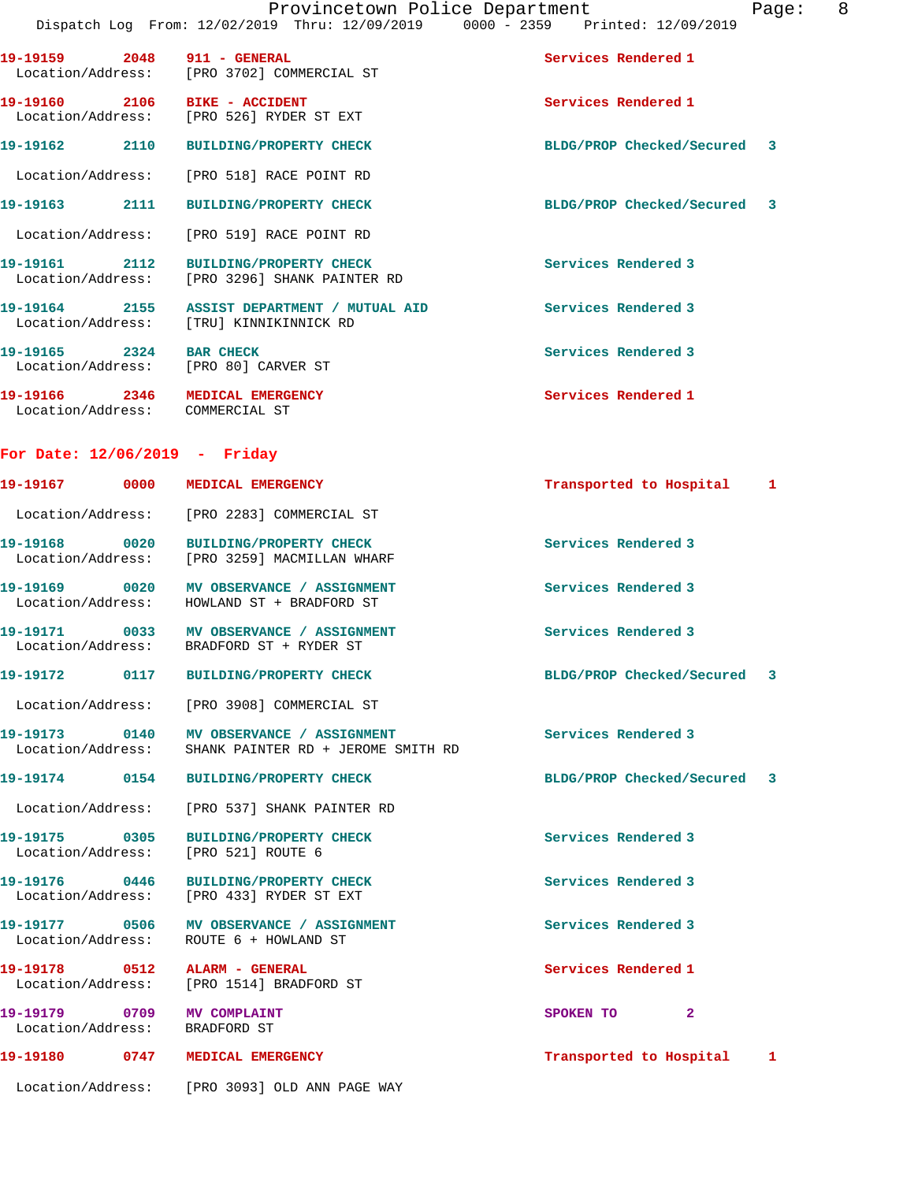| | | | |
|---|---|---|---|
| 19-19159 | 2048 | 911 - GENERAL | Services Rendered 1 |
| Location/Address: | | [PRO 3702] COMMERCIAL ST | |
| 19-19160 | 2106 | BIKE - ACCIDENT | Services Rendered 1 |
| Location/Address: | | [PRO 526] RYDER ST EXT | |
| 19-19162 | 2110 | BUILDING/PROPERTY CHECK | BLDG/PROP Checked/Secured 3 |
| Location/Address: | | [PRO 518] RACE POINT RD | |
| 19-19163 | 2111 | BUILDING/PROPERTY CHECK | BLDG/PROP Checked/Secured 3 |
| Location/Address: | | [PRO 519] RACE POINT RD | |
| 19-19161 | 2112 | BUILDING/PROPERTY CHECK | Services Rendered 3 |
| Location/Address: | | [PRO 3296] SHANK PAINTER RD | |
| 19-19164 | 2155 | ASSIST DEPARTMENT / MUTUAL AID | Services Rendered 3 |
| Location/Address: | | [TRU] KINNIKINNICK RD | |
| 19-19165 | 2324 | BAR CHECK | Services Rendered 3 |
| Location/Address: | | [PRO 80] CARVER ST | |
| 19-19166 | 2346 | MEDICAL EMERGENCY | Services Rendered 1 |
| Location/Address: | | COMMERCIAL ST | |

## For Date: 12/06/2019 - Friday

| | | | |
|---|---|---|---|
| 19-19167 | 0000 | MEDICAL EMERGENCY | Transported to Hospital 1 |
| Location/Address: | | [PRO 2283] COMMERCIAL ST | |
| 19-19168 | 0020 | BUILDING/PROPERTY CHECK | Services Rendered 3 |
| Location/Address: | | [PRO 3259] MACMILLAN WHARF | |
| 19-19169 | 0020 | MV OBSERVANCE / ASSIGNMENT | Services Rendered 3 |
| Location/Address: | | HOWLAND ST + BRADFORD ST | |
| 19-19171 | 0033 | MV OBSERVANCE / ASSIGNMENT | Services Rendered 3 |
| Location/Address: | | BRADFORD ST + RYDER ST | |
| 19-19172 | 0117 | BUILDING/PROPERTY CHECK | BLDG/PROP Checked/Secured 3 |
| Location/Address: | | [PRO 3908] COMMERCIAL ST | |
| 19-19173 | 0140 | MV OBSERVANCE / ASSIGNMENT | Services Rendered 3 |
| Location/Address: | | SHANK PAINTER RD + JEROME SMITH RD | |
| 19-19174 | 0154 | BUILDING/PROPERTY CHECK | BLDG/PROP Checked/Secured 3 |
| Location/Address: | | [PRO 537] SHANK PAINTER RD | |
| 19-19175 | 0305 | BUILDING/PROPERTY CHECK | Services Rendered 3 |
| Location/Address: | | [PRO 521] ROUTE 6 | |
| 19-19176 | 0446 | BUILDING/PROPERTY CHECK | Services Rendered 3 |
| Location/Address: | | [PRO 433] RYDER ST EXT | |
| 19-19177 | 0506 | MV OBSERVANCE / ASSIGNMENT | Services Rendered 3 |
| Location/Address: | | ROUTE 6 + HOWLAND ST | |
| 19-19178 | 0512 | ALARM - GENERAL | Services Rendered 1 |
| Location/Address: | | [PRO 1514] BRADFORD ST | |
| 19-19179 | 0709 | MV COMPLAINT | SPOKEN TO 2 |
| Location/Address: | | BRADFORD ST | |
| 19-19180 | 0747 | MEDICAL EMERGENCY | Transported to Hospital 1 |
| Location/Address: | | [PRO 3093] OLD ANN PAGE WAY | |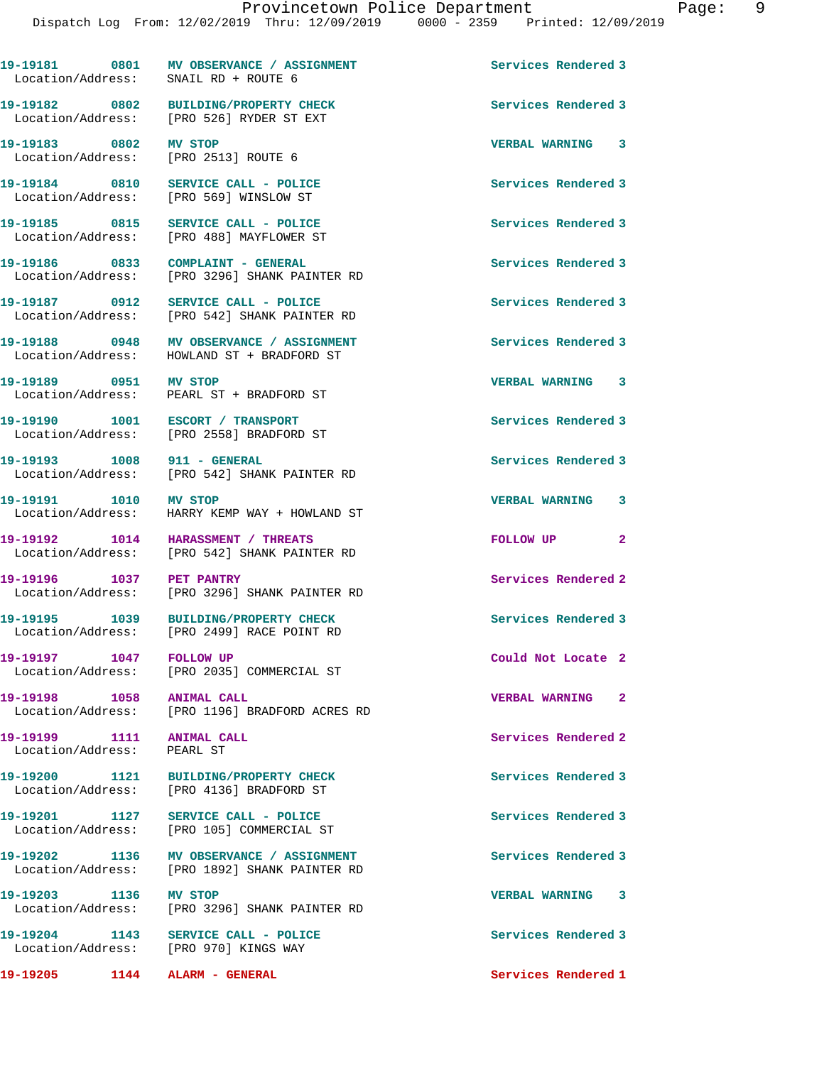19-19181 0801 MV OBSERVANCE / ASSIGNMENT Services Rendered 3
Location/Address: SNAIL RD + ROUTE 6

19-19182 0802 BUILDING/PROPERTY CHECK Services Rendered 3
Location/Address: [PRO 526] RYDER ST EXT

19-19183 0802 MV STOP VERBAL WARNING 3
Location/Address: [PRO 2513] ROUTE 6

19-19184 0810 SERVICE CALL - POLICE Services Rendered 3
Location/Address: [PRO 569] WINSLOW ST

19-19185 0815 SERVICE CALL - POLICE Services Rendered 3
Location/Address: [PRO 488] MAYFLOWER ST

19-19186 0833 COMPLAINT - GENERAL Services Rendered 3
Location/Address: [PRO 3296] SHANK PAINTER RD

19-19187 0912 SERVICE CALL - POLICE Services Rendered 3
Location/Address: [PRO 542] SHANK PAINTER RD

19-19188 0948 MV OBSERVANCE / ASSIGNMENT Services Rendered 3
Location/Address: HOWLAND ST + BRADFORD ST

19-19189 0951 MV STOP VERBAL WARNING 3
Location/Address: PEARL ST + BRADFORD ST

19-19190 1001 ESCORT / TRANSPORT Services Rendered 3
Location/Address: [PRO 2558] BRADFORD ST

19-19193 1008 911 - GENERAL Services Rendered 3
Location/Address: [PRO 542] SHANK PAINTER RD

19-19191 1010 MV STOP VERBAL WARNING 3
Location/Address: HARRY KEMP WAY + HOWLAND ST

19-19192 1014 HARASSMENT / THREATS FOLLOW UP 2
Location/Address: [PRO 542] SHANK PAINTER RD

19-19196 1037 PET PANTRY Services Rendered 2
Location/Address: [PRO 3296] SHANK PAINTER RD

19-19195 1039 BUILDING/PROPERTY CHECK Services Rendered 3
Location/Address: [PRO 2499] RACE POINT RD

19-19197 1047 FOLLOW UP Could Not Locate 2
Location/Address: [PRO 2035] COMMERCIAL ST

19-19198 1058 ANIMAL CALL VERBAL WARNING 2
Location/Address: [PRO 1196] BRADFORD ACRES RD

19-19199 1111 ANIMAL CALL Services Rendered 2
Location/Address: PEARL ST

19-19200 1121 BUILDING/PROPERTY CHECK Services Rendered 3
Location/Address: [PRO 4136] BRADFORD ST

19-19201 1127 SERVICE CALL - POLICE Services Rendered 3
Location/Address: [PRO 105] COMMERCIAL ST

19-19202 1136 MV OBSERVANCE / ASSIGNMENT Services Rendered 3
Location/Address: [PRO 1892] SHANK PAINTER RD

19-19203 1136 MV STOP VERBAL WARNING 3
Location/Address: [PRO 3296] SHANK PAINTER RD

19-19204 1143 SERVICE CALL - POLICE Services Rendered 3
Location/Address: [PRO 970] KINGS WAY

19-19205 1144 ALARM - GENERAL Services Rendered 1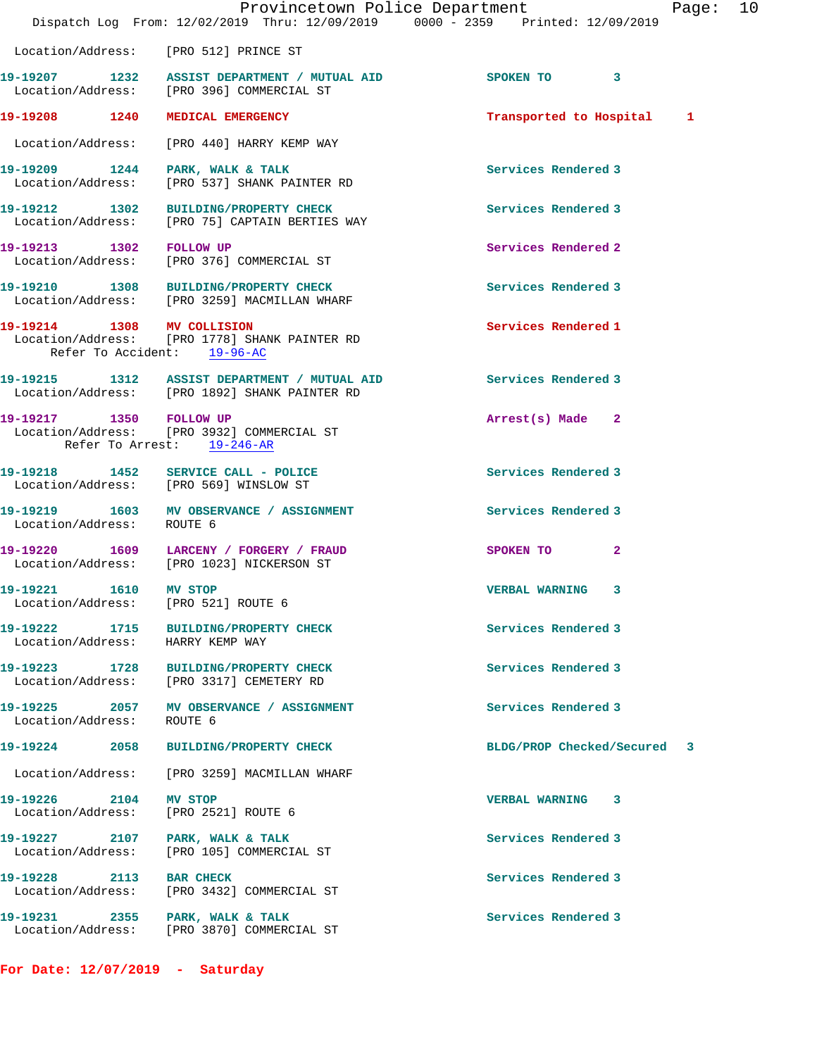Location/Address: [PRO 512] PRINCE ST

**19-19207** 1232 **ASSIST DEPARTMENT / MUTUAL AID** SPOKEN TO 3
Location/Address: [PRO 396] COMMERCIAL ST

**19-19208** 1240 **MEDICAL EMERGENCY** Transported to Hospital 1
Location/Address: [PRO 440] HARRY KEMP WAY

**19-19209** 1244 **PARK, WALK & TALK** Services Rendered 3
Location/Address: [PRO 537] SHANK PAINTER RD

**19-19212** 1302 **BUILDING/PROPERTY CHECK** Services Rendered 3
Location/Address: [PRO 75] CAPTAIN BERTIES WAY

**19-19213** 1302 **FOLLOW UP** Services Rendered 2
Location/Address: [PRO 376] COMMERCIAL ST

**19-19210** 1308 **BUILDING/PROPERTY CHECK** Services Rendered 3
Location/Address: [PRO 3259] MACMILLAN WHARF

**19-19214** 1308 **MV COLLISION** Services Rendered 1
Location/Address: [PRO 1778] SHANK PAINTER RD
Refer To Accident: 19-96-AC

**19-19215** 1312 **ASSIST DEPARTMENT / MUTUAL AID** Services Rendered 3
Location/Address: [PRO 1892] SHANK PAINTER RD

**19-19217** 1350 **FOLLOW UP** Arrest(s) Made 2
Location/Address: [PRO 3932] COMMERCIAL ST
Refer To Arrest: 19-246-AR

**19-19218** 1452 **SERVICE CALL - POLICE** Services Rendered 3
Location/Address: [PRO 569] WINSLOW ST

**19-19219** 1603 **MV OBSERVANCE / ASSIGNMENT** Services Rendered 3
Location/Address: ROUTE 6

**19-19220** 1609 **LARCENY / FORGERY / FRAUD** SPOKEN TO 2
Location/Address: [PRO 1023] NICKERSON ST

**19-19221** 1610 **MV STOP** VERBAL WARNING 3
Location/Address: [PRO 521] ROUTE 6

**19-19222** 1715 **BUILDING/PROPERTY CHECK** Services Rendered 3
Location/Address: HARRY KEMP WAY

**19-19223** 1728 **BUILDING/PROPERTY CHECK** Services Rendered 3
Location/Address: [PRO 3317] CEMETERY RD

**19-19225** 2057 **MV OBSERVANCE / ASSIGNMENT** Services Rendered 3
Location/Address: ROUTE 6

**19-19224** 2058 **BUILDING/PROPERTY CHECK** BLDG/PROP Checked/Secured 3
Location/Address: [PRO 3259] MACMILLAN WHARF

**19-19226** 2104 **MV STOP** VERBAL WARNING 3
Location/Address: [PRO 2521] ROUTE 6

**19-19227** 2107 **PARK, WALK & TALK** Services Rendered 3
Location/Address: [PRO 105] COMMERCIAL ST

**19-19228** 2113 **BAR CHECK** Services Rendered 3
Location/Address: [PRO 3432] COMMERCIAL ST

**19-19231** 2355 **PARK, WALK & TALK** Services Rendered 3
Location/Address: [PRO 3870] COMMERCIAL ST

**For Date: 12/07/2019 - Saturday**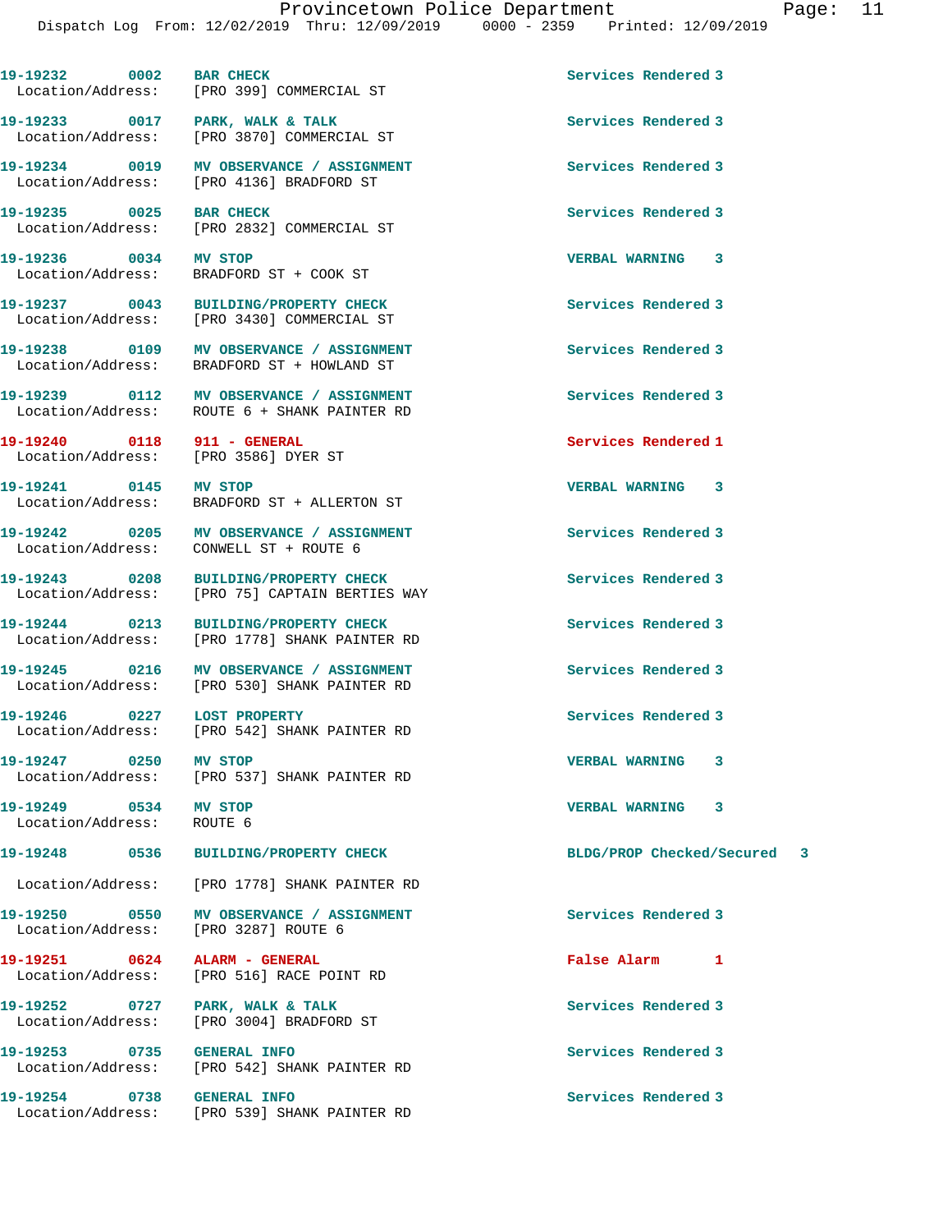| Call # | Time | Call Type | Disposition |
|---|---|---|---|
| 19-19232 | 0002 | BAR CHECK | Services Rendered 3 |
| Location/Address: | | [PRO 399] COMMERCIAL ST | |
| 19-19233 | 0017 | PARK, WALK & TALK | Services Rendered 3 |
| Location/Address: | | [PRO 3870] COMMERCIAL ST | |
| 19-19234 | 0019 | MV OBSERVANCE / ASSIGNMENT | Services Rendered 3 |
| Location/Address: | | [PRO 4136] BRADFORD ST | |
| 19-19235 | 0025 | BAR CHECK | Services Rendered 3 |
| Location/Address: | | [PRO 2832] COMMERCIAL ST | |
| 19-19236 | 0034 | MV STOP | VERBAL WARNING 3 |
| Location/Address: | | BRADFORD ST + COOK ST | |
| 19-19237 | 0043 | BUILDING/PROPERTY CHECK | Services Rendered 3 |
| Location/Address: | | [PRO 3430] COMMERCIAL ST | |
| 19-19238 | 0109 | MV OBSERVANCE / ASSIGNMENT | Services Rendered 3 |
| Location/Address: | | BRADFORD ST + HOWLAND ST | |
| 19-19239 | 0112 | MV OBSERVANCE / ASSIGNMENT | Services Rendered 3 |
| Location/Address: | | ROUTE 6 + SHANK PAINTER RD | |
| 19-19240 | 0118 | 911 - GENERAL | Services Rendered 1 |
| Location/Address: | | [PRO 3586] DYER ST | |
| 19-19241 | 0145 | MV STOP | VERBAL WARNING 3 |
| Location/Address: | | BRADFORD ST + ALLERTON ST | |
| 19-19242 | 0205 | MV OBSERVANCE / ASSIGNMENT | Services Rendered 3 |
| Location/Address: | | CONWELL ST + ROUTE 6 | |
| 19-19243 | 0208 | BUILDING/PROPERTY CHECK | Services Rendered 3 |
| Location/Address: | | [PRO 75] CAPTAIN BERTIES WAY | |
| 19-19244 | 0213 | BUILDING/PROPERTY CHECK | Services Rendered 3 |
| Location/Address: | | [PRO 1778] SHANK PAINTER RD | |
| 19-19245 | 0216 | MV OBSERVANCE / ASSIGNMENT | Services Rendered 3 |
| Location/Address: | | [PRO 530] SHANK PAINTER RD | |
| 19-19246 | 0227 | LOST PROPERTY | Services Rendered 3 |
| Location/Address: | | [PRO 542] SHANK PAINTER RD | |
| 19-19247 | 0250 | MV STOP | VERBAL WARNING 3 |
| Location/Address: | | [PRO 537] SHANK PAINTER RD | |
| 19-19249 | 0534 | MV STOP | VERBAL WARNING 3 |
| Location/Address: | | ROUTE 6 | |
| 19-19248 | 0536 | BUILDING/PROPERTY CHECK | BLDG/PROP Checked/Secured 3 |
| Location/Address: | | [PRO 1778] SHANK PAINTER RD | |
| 19-19250 | 0550 | MV OBSERVANCE / ASSIGNMENT | Services Rendered 3 |
| Location/Address: | | [PRO 3287] ROUTE 6 | |
| 19-19251 | 0624 | ALARM - GENERAL | False Alarm 1 |
| Location/Address: | | [PRO 516] RACE POINT RD | |
| 19-19252 | 0727 | PARK, WALK & TALK | Services Rendered 3 |
| Location/Address: | | [PRO 3004] BRADFORD ST | |
| 19-19253 | 0735 | GENERAL INFO | Services Rendered 3 |
| Location/Address: | | [PRO 542] SHANK PAINTER RD | |
| 19-19254 | 0738 | GENERAL INFO | Services Rendered 3 |
| Location/Address: | | [PRO 539] SHANK PAINTER RD | |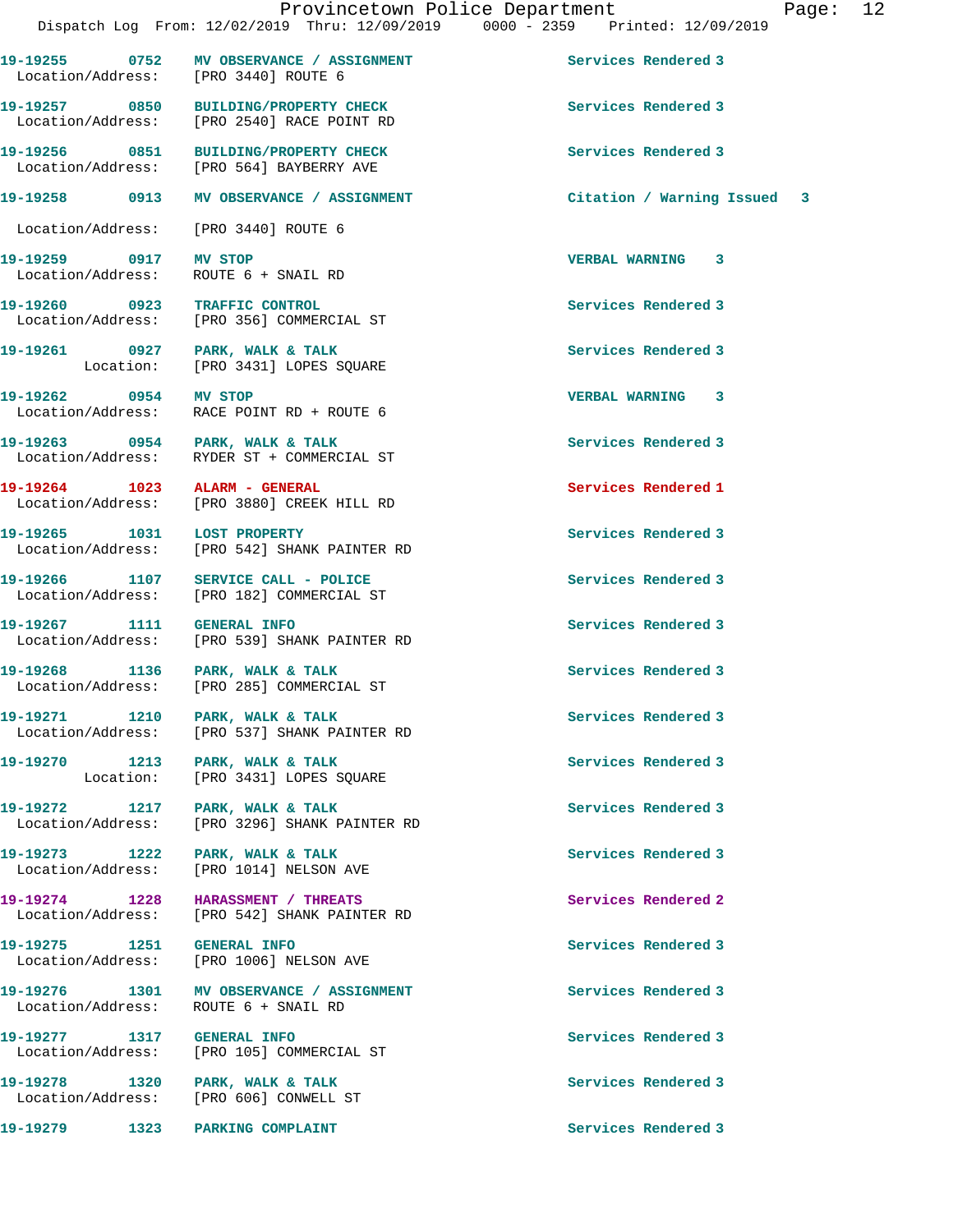19-19255 0752 MV OBSERVANCE / ASSIGNMENT Services Rendered 3
Location/Address: [PRO 3440] ROUTE 6

19-19257 0850 BUILDING/PROPERTY CHECK Services Rendered 3
Location/Address: [PRO 2540] RACE POINT RD

19-19256 0851 BUILDING/PROPERTY CHECK Services Rendered 3
Location/Address: [PRO 564] BAYBERRY AVE

19-19258 0913 MV OBSERVANCE / ASSIGNMENT Citation / Warning Issued 3
Location/Address: [PRO 3440] ROUTE 6

19-19259 0917 MV STOP VERBAL WARNING 3
Location/Address: ROUTE 6 + SNAIL RD

19-19260 0923 TRAFFIC CONTROL Services Rendered 3
Location/Address: [PRO 356] COMMERCIAL ST

19-19261 0927 PARK, WALK & TALK Services Rendered 3
Location: [PRO 3431] LOPES SQUARE

19-19262 0954 MV STOP VERBAL WARNING 3
Location/Address: RACE POINT RD + ROUTE 6

19-19263 0954 PARK, WALK & TALK Services Rendered 3
Location/Address: RYDER ST + COMMERCIAL ST

19-19264 1023 ALARM - GENERAL Services Rendered 1
Location/Address: [PRO 3880] CREEK HILL RD

19-19265 1031 LOST PROPERTY Services Rendered 3
Location/Address: [PRO 542] SHANK PAINTER RD

19-19266 1107 SERVICE CALL - POLICE Services Rendered 3
Location/Address: [PRO 182] COMMERCIAL ST

19-19267 1111 GENERAL INFO Services Rendered 3
Location/Address: [PRO 539] SHANK PAINTER RD

19-19268 1136 PARK, WALK & TALK Services Rendered 3
Location/Address: [PRO 285] COMMERCIAL ST

19-19271 1210 PARK, WALK & TALK Services Rendered 3
Location/Address: [PRO 537] SHANK PAINTER RD

19-19270 1213 PARK, WALK & TALK Services Rendered 3
Location: [PRO 3431] LOPES SQUARE

19-19272 1217 PARK, WALK & TALK Services Rendered 3
Location/Address: [PRO 3296] SHANK PAINTER RD

19-19273 1222 PARK, WALK & TALK Services Rendered 3
Location/Address: [PRO 1014] NELSON AVE

19-19274 1228 HARASSMENT / THREATS Services Rendered 2
Location/Address: [PRO 542] SHANK PAINTER RD

19-19275 1251 GENERAL INFO Services Rendered 3
Location/Address: [PRO 1006] NELSON AVE

19-19276 1301 MV OBSERVANCE / ASSIGNMENT Services Rendered 3
Location/Address: ROUTE 6 + SNAIL RD

19-19277 1317 GENERAL INFO Services Rendered 3
Location/Address: [PRO 105] COMMERCIAL ST

19-19278 1320 PARK, WALK & TALK Services Rendered 3
Location/Address: [PRO 606] CONWELL ST

19-19279 1323 PARKING COMPLAINT Services Rendered 3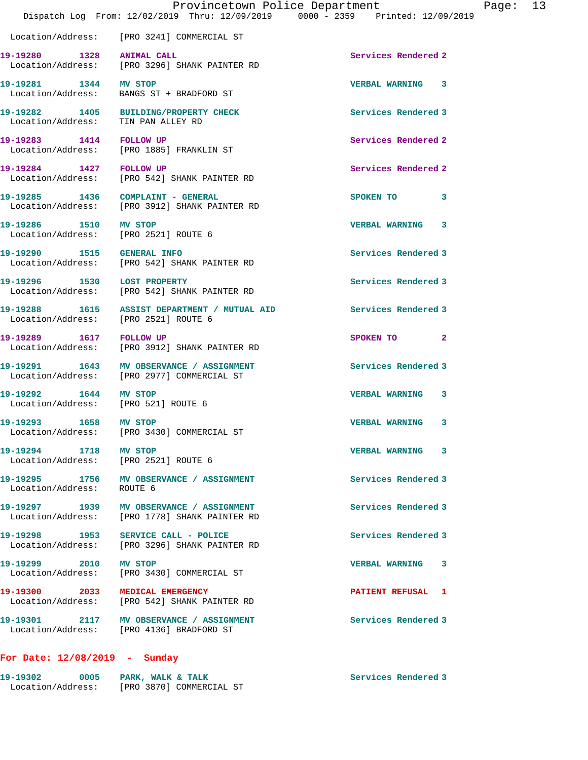Location/Address: [PRO 3241] COMMERCIAL ST

| Call Number | Time | Call Reason | Action | Priority |
|---|---|---|---|---|
| 19-19280 | 1328 | ANIMAL CALL | Services Rendered | 2 |
| | | Location/Address: [PRO 3296] SHANK PAINTER RD | | |
| 19-19281 | 1344 | MV STOP | VERBAL WARNING | 3 |
| | | Location/Address: BANGS ST + BRADFORD ST | | |
| 19-19282 | 1405 | BUILDING/PROPERTY CHECK | Services Rendered | 3 |
| | | Location/Address: TIN PAN ALLEY RD | | |
| 19-19283 | 1414 | FOLLOW UP | Services Rendered | 2 |
| | | Location/Address: [PRO 1885] FRANKLIN ST | | |
| 19-19284 | 1427 | FOLLOW UP | Services Rendered | 2 |
| | | Location/Address: [PRO 542] SHANK PAINTER RD | | |
| 19-19285 | 1436 | COMPLAINT - GENERAL | SPOKEN TO | 3 |
| | | Location/Address: [PRO 3912] SHANK PAINTER RD | | |
| 19-19286 | 1510 | MV STOP | VERBAL WARNING | 3 |
| | | Location/Address: [PRO 2521] ROUTE 6 | | |
| 19-19290 | 1515 | GENERAL INFO | Services Rendered | 3 |
| | | Location/Address: [PRO 542] SHANK PAINTER RD | | |
| 19-19296 | 1530 | LOST PROPERTY | Services Rendered | 3 |
| | | Location/Address: [PRO 542] SHANK PAINTER RD | | |
| 19-19288 | 1615 | ASSIST DEPARTMENT / MUTUAL AID | Services Rendered | 3 |
| | | Location/Address: [PRO 2521] ROUTE 6 | | |
| 19-19289 | 1617 | FOLLOW UP | SPOKEN TO | 2 |
| | | Location/Address: [PRO 3912] SHANK PAINTER RD | | |
| 19-19291 | 1643 | MV OBSERVANCE / ASSIGNMENT | Services Rendered | 3 |
| | | Location/Address: [PRO 2977] COMMERCIAL ST | | |
| 19-19292 | 1644 | MV STOP | VERBAL WARNING | 3 |
| | | Location/Address: [PRO 521] ROUTE 6 | | |
| 19-19293 | 1658 | MV STOP | VERBAL WARNING | 3 |
| | | Location/Address: [PRO 3430] COMMERCIAL ST | | |
| 19-19294 | 1718 | MV STOP | VERBAL WARNING | 3 |
| | | Location/Address: [PRO 2521] ROUTE 6 | | |
| 19-19295 | 1756 | MV OBSERVANCE / ASSIGNMENT | Services Rendered | 3 |
| | | Location/Address: ROUTE 6 | | |
| 19-19297 | 1939 | MV OBSERVANCE / ASSIGNMENT | Services Rendered | 3 |
| | | Location/Address: [PRO 1778] SHANK PAINTER RD | | |
| 19-19298 | 1953 | SERVICE CALL - POLICE | Services Rendered | 3 |
| | | Location/Address: [PRO 3296] SHANK PAINTER RD | | |
| 19-19299 | 2010 | MV STOP | VERBAL WARNING | 3 |
| | | Location/Address: [PRO 3430] COMMERCIAL ST | | |
| 19-19300 | 2033 | MEDICAL EMERGENCY | PATIENT REFUSAL | 1 |
| | | Location/Address: [PRO 542] SHANK PAINTER RD | | |
| 19-19301 | 2117 | MV OBSERVANCE / ASSIGNMENT | Services Rendered | 3 |
| | | Location/Address: [PRO 4136] BRADFORD ST | | |

**For Date: 12/08/2019 - Sunday**

| Call Number | Time | Call Reason | Action | Priority |
|---|---|---|---|---|
| 19-19302 | 0005 | PARK, WALK & TALK | Services Rendered | 3 |
| | | Location/Address: [PRO 3870] COMMERCIAL ST | | |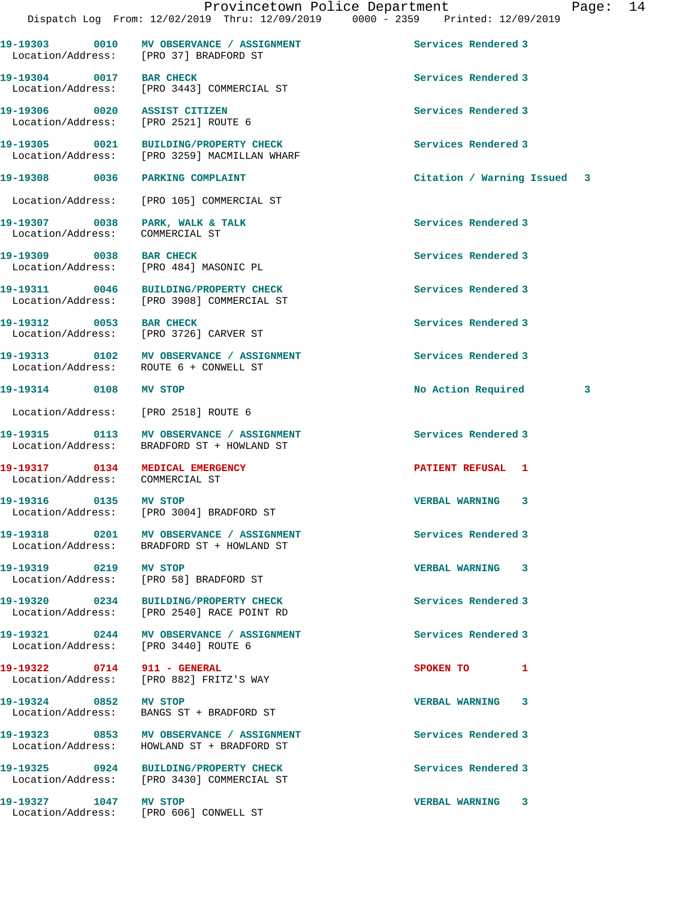Provincetown Police Department
Dispatch Log From: 12/02/2019 Thru: 12/09/2019 0000 - 2359 Printed: 12/09/2019

| Call # | Time | Call Reason | Action | Priority |
|---|---|---|---|---|
| 19-19303 | 0010 | MV OBSERVANCE / ASSIGNMENT | Services Rendered | 3 |
| Location/Address: | | [PRO 37] BRADFORD ST | | |
| 19-19304 | 0017 | BAR CHECK | Services Rendered | 3 |
| Location/Address: | | [PRO 3443] COMMERCIAL ST | | |
| 19-19306 | 0020 | ASSIST CITIZEN | Services Rendered | 3 |
| Location/Address: | | [PRO 2521] ROUTE 6 | | |
| 19-19305 | 0021 | BUILDING/PROPERTY CHECK | Services Rendered | 3 |
| Location/Address: | | [PRO 3259] MACMILLAN WHARF | | |
| 19-19308 | 0036 | PARKING COMPLAINT | Citation / Warning Issued | 3 |
| Location/Address: | | [PRO 105] COMMERCIAL ST | | |
| 19-19307 | 0038 | PARK, WALK & TALK | Services Rendered | 3 |
| Location/Address: | | COMMERCIAL ST | | |
| 19-19309 | 0038 | BAR CHECK | Services Rendered | 3 |
| Location/Address: | | [PRO 484] MASONIC PL | | |
| 19-19311 | 0046 | BUILDING/PROPERTY CHECK | Services Rendered | 3 |
| Location/Address: | | [PRO 3908] COMMERCIAL ST | | |
| 19-19312 | 0053 | BAR CHECK | Services Rendered | 3 |
| Location/Address: | | [PRO 3726] CARVER ST | | |
| 19-19313 | 0102 | MV OBSERVANCE / ASSIGNMENT | Services Rendered | 3 |
| Location/Address: | | ROUTE 6 + CONWELL ST | | |
| 19-19314 | 0108 | MV STOP | No Action Required | 3 |
| Location/Address: | | [PRO 2518] ROUTE 6 | | |
| 19-19315 | 0113 | MV OBSERVANCE / ASSIGNMENT | Services Rendered | 3 |
| Location/Address: | | BRADFORD ST + HOWLAND ST | | |
| 19-19317 | 0134 | MEDICAL EMERGENCY | PATIENT REFUSAL | 1 |
| Location/Address: | | COMMERCIAL ST | | |
| 19-19316 | 0135 | MV STOP | VERBAL WARNING | 3 |
| Location/Address: | | [PRO 3004] BRADFORD ST | | |
| 19-19318 | 0201 | MV OBSERVANCE / ASSIGNMENT | Services Rendered | 3 |
| Location/Address: | | BRADFORD ST + HOWLAND ST | | |
| 19-19319 | 0219 | MV STOP | VERBAL WARNING | 3 |
| Location/Address: | | [PRO 58] BRADFORD ST | | |
| 19-19320 | 0234 | BUILDING/PROPERTY CHECK | Services Rendered | 3 |
| Location/Address: | | [PRO 2540] RACE POINT RD | | |
| 19-19321 | 0244 | MV OBSERVANCE / ASSIGNMENT | Services Rendered | 3 |
| Location/Address: | | [PRO 3440] ROUTE 6 | | |
| 19-19322 | 0714 | 911 - GENERAL | SPOKEN TO | 1 |
| Location/Address: | | [PRO 882] FRITZ'S WAY | | |
| 19-19324 | 0852 | MV STOP | VERBAL WARNING | 3 |
| Location/Address: | | BANGS ST + BRADFORD ST | | |
| 19-19323 | 0853 | MV OBSERVANCE / ASSIGNMENT | Services Rendered | 3 |
| Location/Address: | | HOWLAND ST + BRADFORD ST | | |
| 19-19325 | 0924 | BUILDING/PROPERTY CHECK | Services Rendered | 3 |
| Location/Address: | | [PRO 3430] COMMERCIAL ST | | |
| 19-19327 | 1047 | MV STOP | VERBAL WARNING | 3 |
| Location/Address: | | [PRO 606] CONWELL ST | | |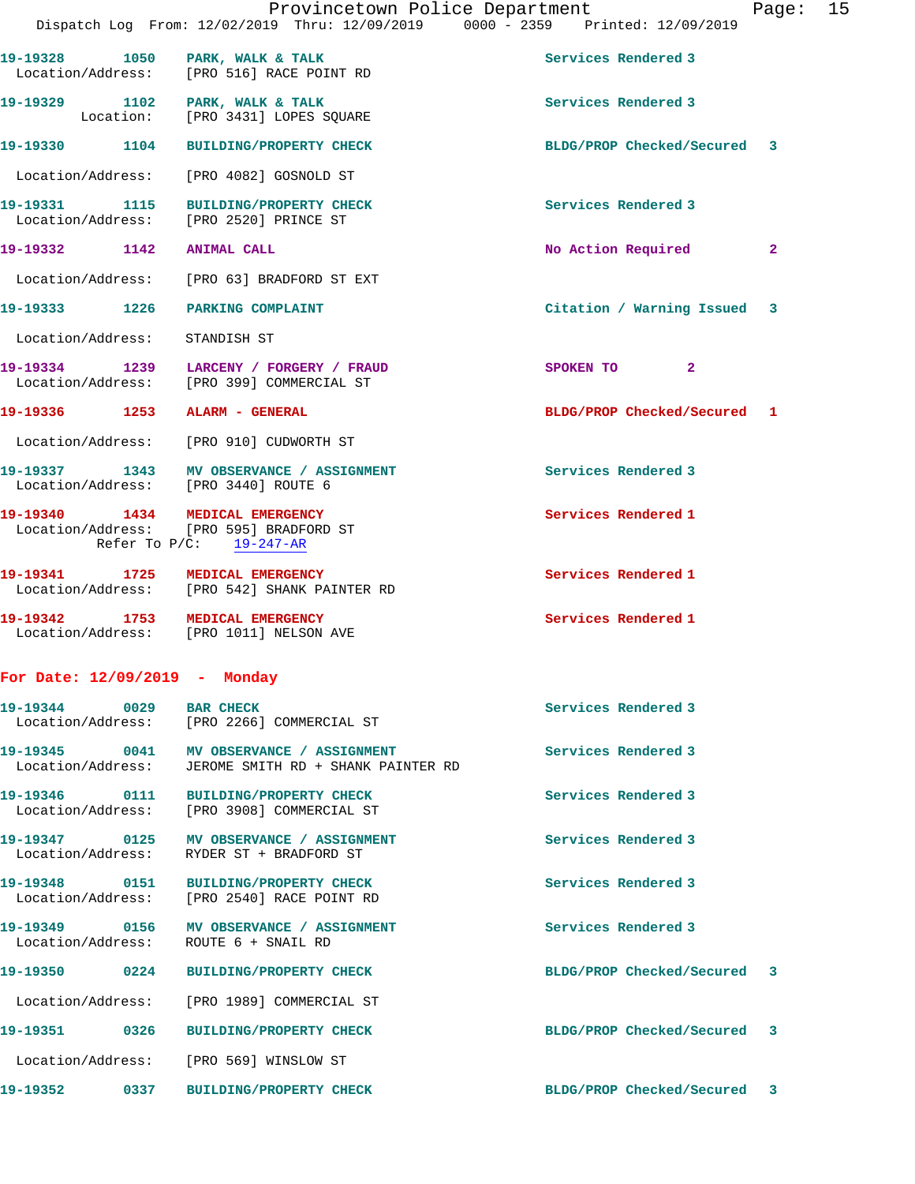19-19328 1050 PARK, WALK & TALK Services Rendered 3
Location/Address: [PRO 516] RACE POINT RD

19-19329 1102 PARK, WALK & TALK Services Rendered 3
Location: [PRO 3431] LOPES SQUARE

19-19330 1104 BUILDING/PROPERTY CHECK BLDG/PROP Checked/Secured 3
Location/Address: [PRO 4082] GOSNOLD ST

19-19331 1115 BUILDING/PROPERTY CHECK Services Rendered 3
Location/Address: [PRO 2520] PRINCE ST

19-19332 1142 ANIMAL CALL No Action Required 2
Location/Address: [PRO 63] BRADFORD ST EXT

19-19333 1226 PARKING COMPLAINT Citation / Warning Issued 3
Location/Address: STANDISH ST

19-19334 1239 LARCENY / FORGERY / FRAUD SPOKEN TO 2
Location/Address: [PRO 399] COMMERCIAL ST

19-19336 1253 ALARM - GENERAL BLDG/PROP Checked/Secured 1
Location/Address: [PRO 910] CUDWORTH ST

19-19337 1343 MV OBSERVANCE / ASSIGNMENT Services Rendered 3
Location/Address: [PRO 3440] ROUTE 6

19-19340 1434 MEDICAL EMERGENCY Services Rendered 1
Location/Address: [PRO 595] BRADFORD ST
Refer To P/C: 19-247-AR

19-19341 1725 MEDICAL EMERGENCY Services Rendered 1
Location/Address: [PRO 542] SHANK PAINTER RD

19-19342 1753 MEDICAL EMERGENCY Services Rendered 1
Location/Address: [PRO 1011] NELSON AVE

## For Date: 12/09/2019 - Monday

19-19344 0029 BAR CHECK Services Rendered 3
Location/Address: [PRO 2266] COMMERCIAL ST

19-19345 0041 MV OBSERVANCE / ASSIGNMENT Services Rendered 3
Location/Address: JEROME SMITH RD + SHANK PAINTER RD

19-19346 0111 BUILDING/PROPERTY CHECK Services Rendered 3
Location/Address: [PRO 3908] COMMERCIAL ST

19-19347 0125 MV OBSERVANCE / ASSIGNMENT Services Rendered 3
Location/Address: RYDER ST + BRADFORD ST

19-19348 0151 BUILDING/PROPERTY CHECK Services Rendered 3
Location/Address: [PRO 2540] RACE POINT RD

19-19349 0156 MV OBSERVANCE / ASSIGNMENT Services Rendered 3
Location/Address: ROUTE 6 + SNAIL RD

19-19350 0224 BUILDING/PROPERTY CHECK BLDG/PROP Checked/Secured 3
Location/Address: [PRO 1989] COMMERCIAL ST

19-19351 0326 BUILDING/PROPERTY CHECK BLDG/PROP Checked/Secured 3
Location/Address: [PRO 569] WINSLOW ST

19-19352 0337 BUILDING/PROPERTY CHECK BLDG/PROP Checked/Secured 3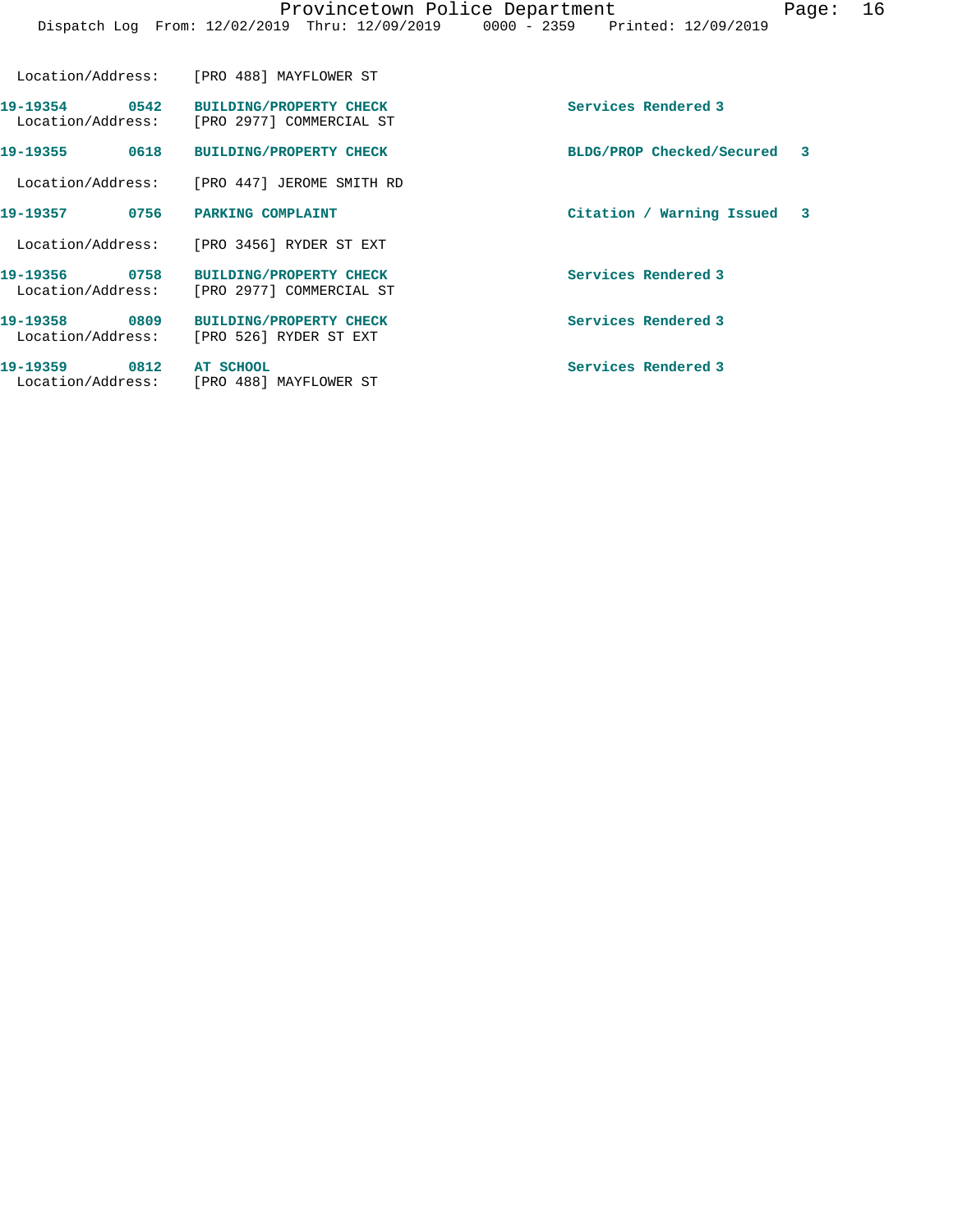Location/Address: [PRO 488] MAYFLOWER ST

**19-19354 0542 BUILDING/PROPERTY CHECK** Services Rendered 3
Location/Address: [PRO 2977] COMMERCIAL ST

**19-19355 0618 BUILDING/PROPERTY CHECK** BLDG/PROP Checked/Secured 3
Location/Address: [PRO 447] JEROME SMITH RD

**19-19357 0756 PARKING COMPLAINT** Citation / Warning Issued 3
Location/Address: [PRO 3456] RYDER ST EXT

**19-19356 0758 BUILDING/PROPERTY CHECK** Services Rendered 3
Location/Address: [PRO 2977] COMMERCIAL ST

**19-19358 0809 BUILDING/PROPERTY CHECK** Services Rendered 3
Location/Address: [PRO 526] RYDER ST EXT

**19-19359 0812 AT SCHOOL** Services Rendered 3
Location/Address: [PRO 488] MAYFLOWER ST